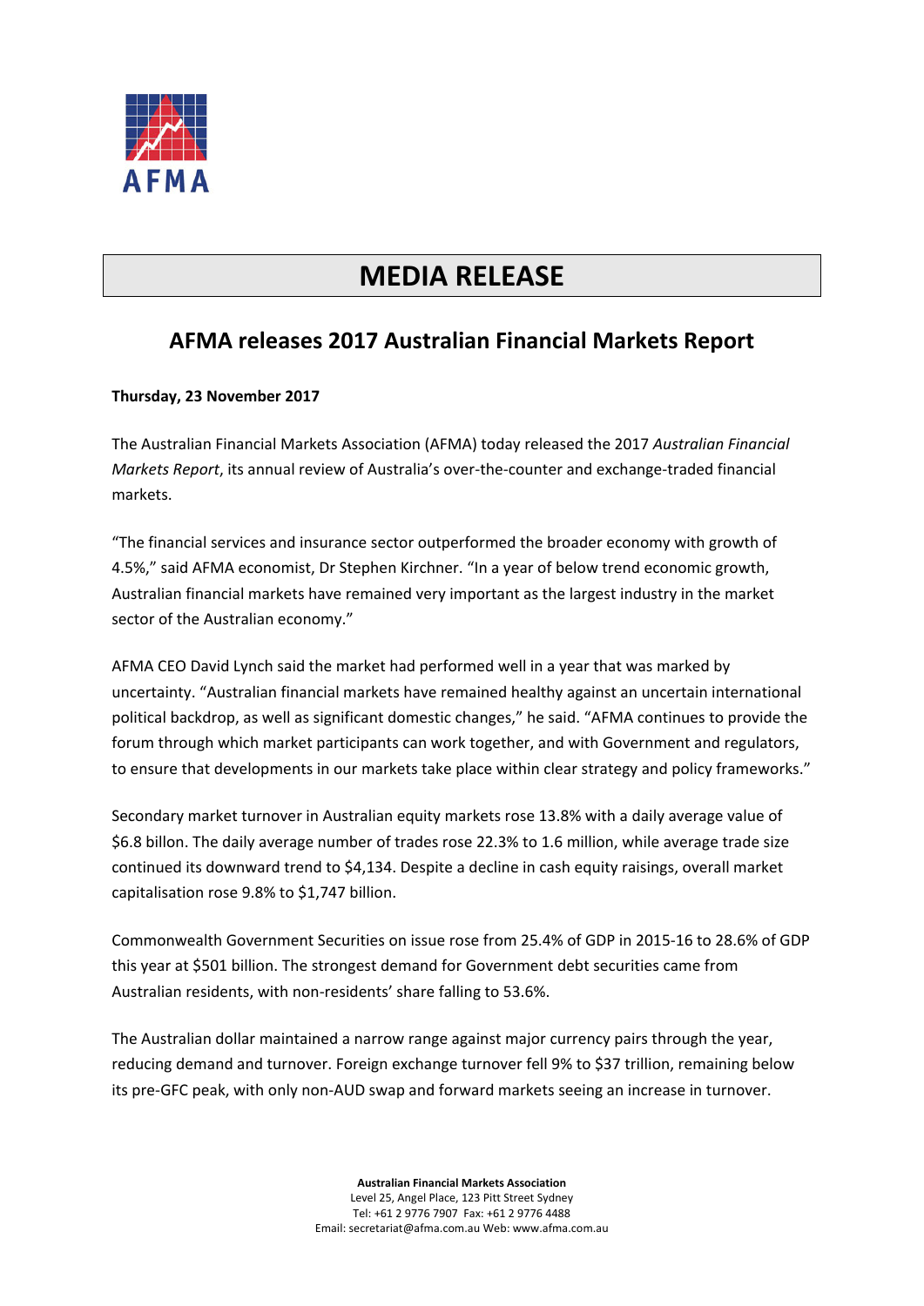AFMA

# MEDIA RELEASE

## AFMA releases 2017 Australian Financial Markets Report

**Thursday, 23 November 2017**

The Australian Financial Markets Association (AFMA) today released the 2017 *Australian Financial Markets Report*, its annual review of Australia's over-the-counter and exchange-traded financial markets.

"The financial services and insurance sector outperformed the broader economy with growth of 4.5%," said AFMA economist, Dr Stephen Kirchner. "In a year of below trend economic growth, Australian financial markets have remained very important as the largest industry in the market sector of the Australian economy."

AFMA CEO David Lynch said the market had performed well in a year that was marked by uncertainty. "Australian financial markets have remained healthy against an uncertain international political backdrop, as well as significant domestic changes," he said. "AFMA continues to provide the forum through which market participants can work together, and with Government and regulators, to ensure that developments in our markets take place within clear strategy and policy frameworks."

Secondary market turnover in Australian equity markets rose 13.8% with a daily average value of $6.8 billon. The daily average number of trades rose 22.3% to 1.6 million, while average trade size continued its downward trend to $4,134. Despite a decline in cash equity raisings, overall market capitalisation rose 9.8% to $1,747 billion.

Commonwealth Government Securities on issue rose from 25.4% of GDP in 2015-16 to 28.6% of GDP this year at $501 billion. The strongest demand for Government debt securities came from Australian residents, with non-residents' share falling to 53.6%.

The Australian dollar maintained a narrow range against major currency pairs through the year, reducing demand and turnover. Foreign exchange turnover fell 9% to $37 trillion, remaining below its pre-GFC peak, with only non-AUD swap and forward markets seeing an increase in turnover.

**Australian Financial Markets Association**
Level 25, Angel Place, 123 Pitt Street Sydney
Tel: +61 2 9776 7907 Fax: +61 2 9776 4488
Email: secretariat@afma.com.au Web: www.afma.com.au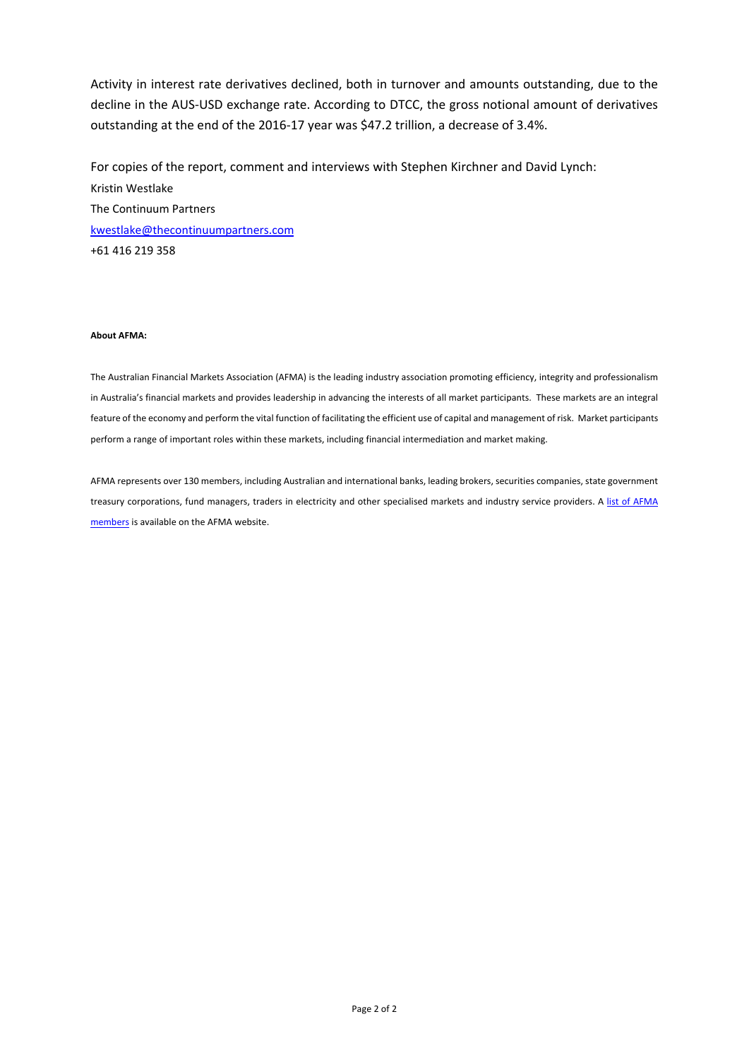Activity in interest rate derivatives declined, both in turnover and amounts outstanding, due to the decline in the AUS-USD exchange rate. According to DTCC, the gross notional amount of derivatives outstanding at the end of the 2016-17 year was $47.2 trillion, a decrease of 3.4%.

For copies of the report, comment and interviews with Stephen Kirchner and David Lynch:
Kristin Westlake
The Continuum Partners
kwestlake@thecontinuumpartners.com
+61 416 219 358

**About AFMA:**

The Australian Financial Markets Association (AFMA) is the leading industry association promoting efficiency, integrity and professionalism in Australia's financial markets and provides leadership in advancing the interests of all market participants. These markets are an integral feature of the economy and perform the vital function of facilitating the efficient use of capital and management of risk. Market participants perform a range of important roles within these markets, including financial intermediation and market making.

AFMA represents over 130 members, including Australian and international banks, leading brokers, securities companies, state government treasury corporations, fund managers, traders in electricity and other specialised markets and industry service providers. A list of AFMA members is available on the AFMA website.